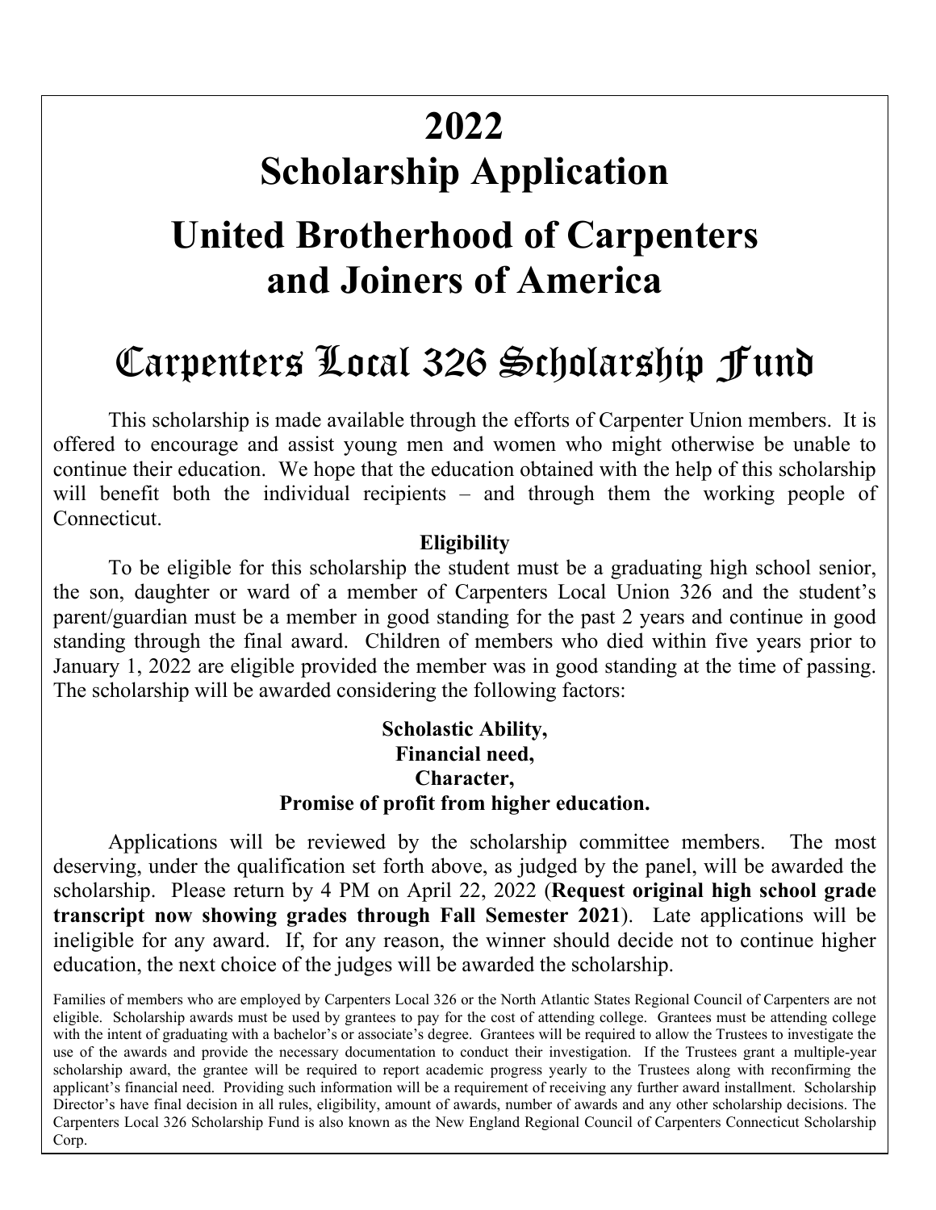# 2022
# Scholarship Application

# United Brotherhood of Carpenters and Joiners of America

# Carpenters Local 326 Scholarship Fund

This scholarship is made available through the efforts of Carpenter Union members. It is offered to encourage and assist young men and women who might otherwise be unable to continue their education. We hope that the education obtained with the help of this scholarship will benefit both the individual recipients – and through them the working people of Connecticut.

**Eligibility**

To be eligible for this scholarship the student must be a graduating high school senior, the son, daughter or ward of a member of Carpenters Local Union 326 and the student's parent/guardian must be a member in good standing for the past 2 years and continue in good standing through the final award. Children of members who died within five years prior to January 1, 2022 are eligible provided the member was in good standing at the time of passing. The scholarship will be awarded considering the following factors:

**Scholastic Ability,**
**Financial need,**
**Character,**
**Promise of profit from higher education.**

Applications will be reviewed by the scholarship committee members. The most deserving, under the qualification set forth above, as judged by the panel, will be awarded the scholarship. Please return by 4 PM on April 22, 2022 (**Request original high school grade transcript now showing grades through Fall Semester 2021**). Late applications will be ineligible for any award. If, for any reason, the winner should decide not to continue higher education, the next choice of the judges will be awarded the scholarship.

Families of members who are employed by Carpenters Local 326 or the North Atlantic States Regional Council of Carpenters are not eligible. Scholarship awards must be used by grantees to pay for the cost of attending college. Grantees must be attending college with the intent of graduating with a bachelor's or associate's degree. Grantees will be required to allow the Trustees to investigate the use of the awards and provide the necessary documentation to conduct their investigation. If the Trustees grant a multiple-year scholarship award, the grantee will be required to report academic progress yearly to the Trustees along with reconfirming the applicant's financial need. Providing such information will be a requirement of receiving any further award installment. Scholarship Director's have final decision in all rules, eligibility, amount of awards, number of awards and any other scholarship decisions. The Carpenters Local 326 Scholarship Fund is also known as the New England Regional Council of Carpenters Connecticut Scholarship Corp.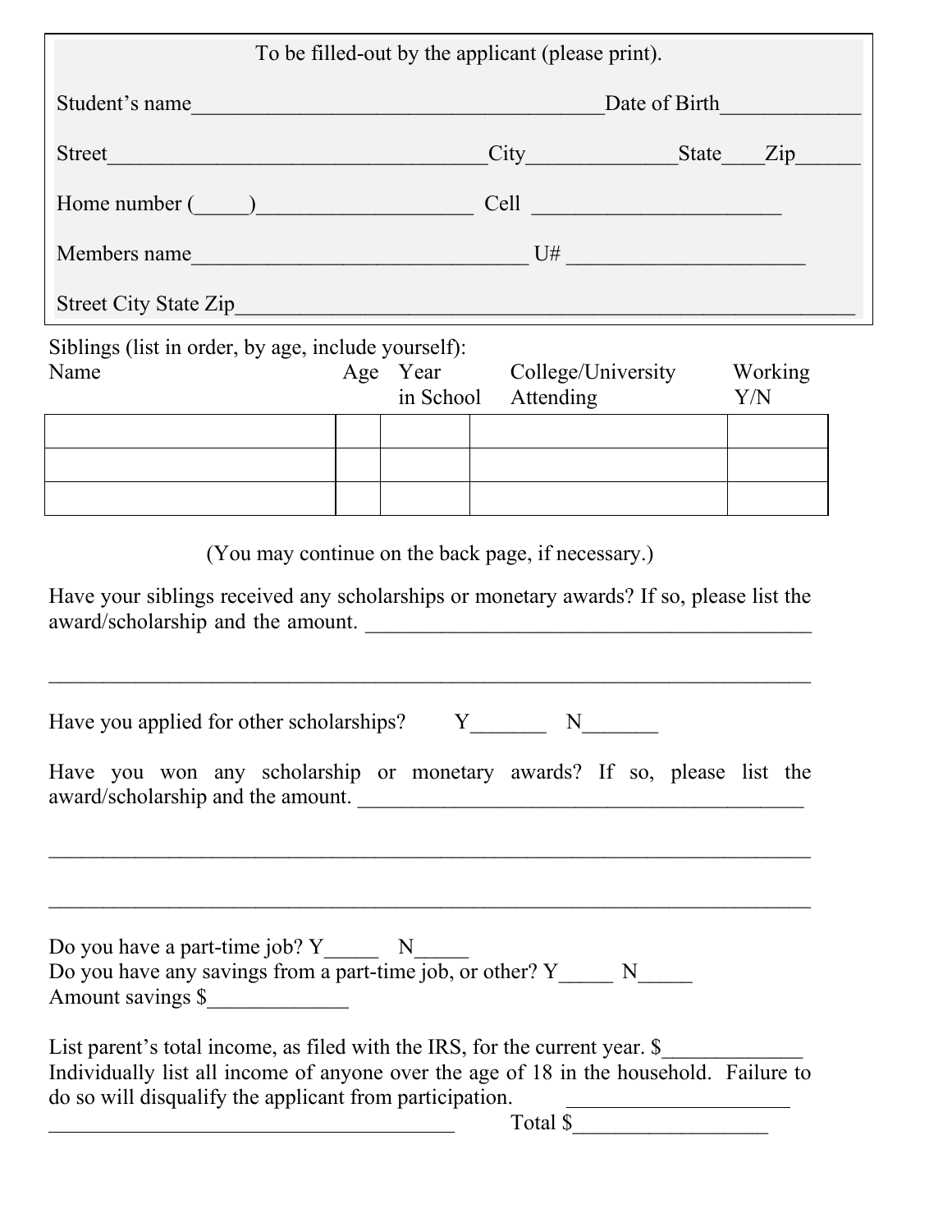To be filled-out by the applicant (please print).

Student's name______________________________________Date of Birth____________

Street___________________________________City_____________State____Zip______

Home number (_____)___________________ Cell ______________________

Members name_______________________________ U# _____________________

Street City State Zip_________________________________________________________

Siblings (list in order, by age, include yourself):

| Name | Age | Year in School | College/University Attending | Working Y/N |
|---|---|---|---|---|
| | | | | |
| | | | | |
| | | | | |

(You may continue on the back page, if necessary.)

Have your siblings received any scholarships or monetary awards? If so, please list the award/scholarship and the amount. ___________________________________________

_____________________________________________________________________

Have you applied for other scholarships? Y_______ N_______

Have you won any scholarship or monetary awards? If so, please list the award/scholarship and the amount. __________________________________________

_____________________________________________________________________

_____________________________________________________________________

Do you have a part-time job? Y_____ N_____
Do you have any savings from a part-time job, or other? Y_____ N_____
Amount savings $_____________

List parent's total income, as filed with the IRS, for the current year. $_____________
Individually list all income of anyone over the age of 18 in the household. Failure to do so will disqualify the applicant from participation. ____________________
_______________________________________ Total $__________________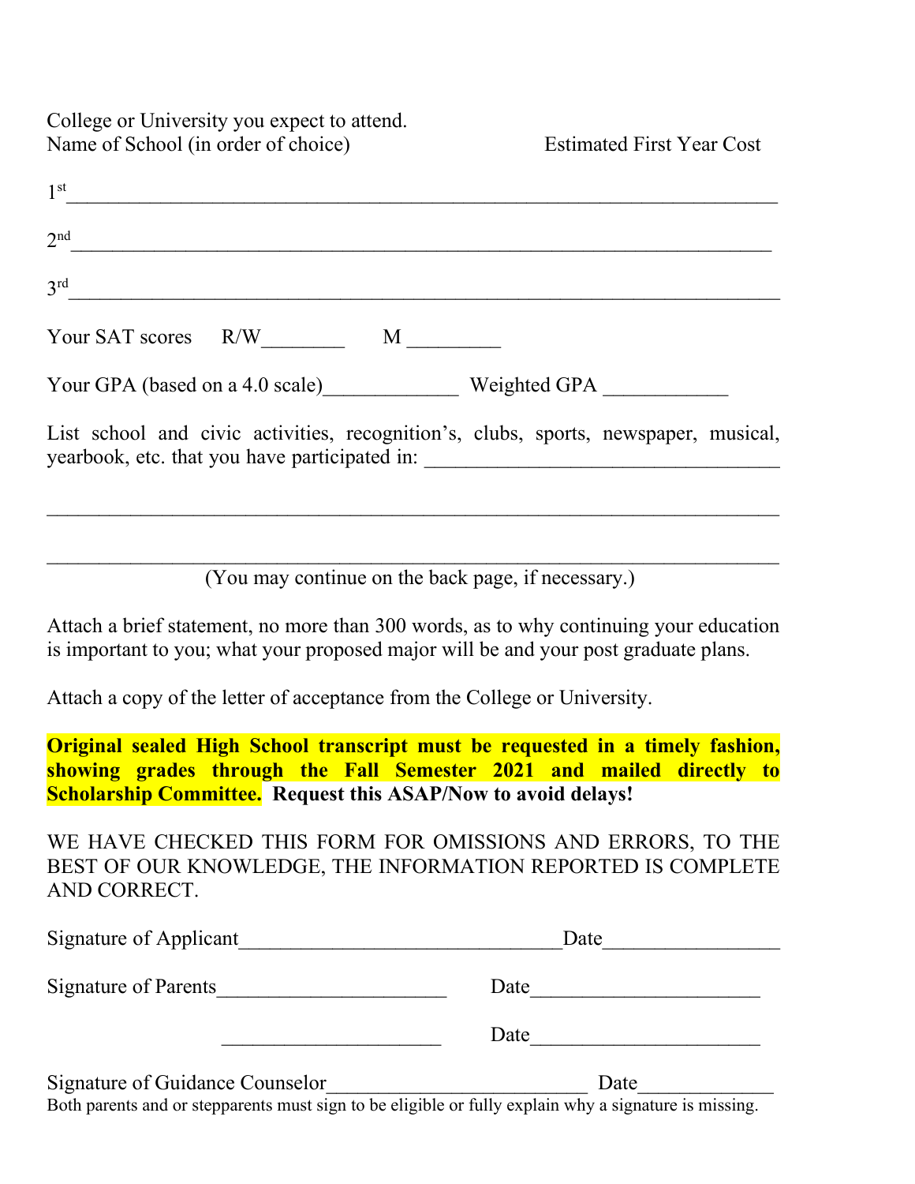College or University you expect to attend.
Name of School (in order of choice)                                                Estimated First Year Cost

1st ______________________________________________________________________

2nd ______________________________________________________________________

3rd ______________________________________________________________________

Your SAT scores     R/W________     M _________

Your GPA (based on a 4.0 scale)_____________  Weighted GPA ____________

List school and civic activities, recognition's, clubs, sports, newspaper, musical, yearbook, etc. that you have participated in: __________________________________

__________________________________________________________________________

__________________________________________________________________________

(You may continue on the back page, if necessary.)

Attach a brief statement, no more than 300 words, as to why continuing your education is important to you; what your proposed major will be and your post graduate plans.

Attach a copy of the letter of acceptance from the College or University.

**Original sealed High School transcript must be requested in a timely fashion, showing grades through the Fall Semester 2021 and mailed directly to Scholarship Committee. Request this ASAP/Now to avoid delays!**

WE HAVE CHECKED THIS FORM FOR OMISSIONS AND ERRORS, TO THE BEST OF OUR KNOWLEDGE, THE INFORMATION REPORTED IS COMPLETE AND CORRECT.

Signature of Applicant______________________________Date________________

Signature of Parents______________________     Date______________________

_____________________     Date______________________

Signature of Guidance Counselor_________________________ Date_____________

Both parents and or stepparents must sign to be eligible or fully explain why a signature is missing.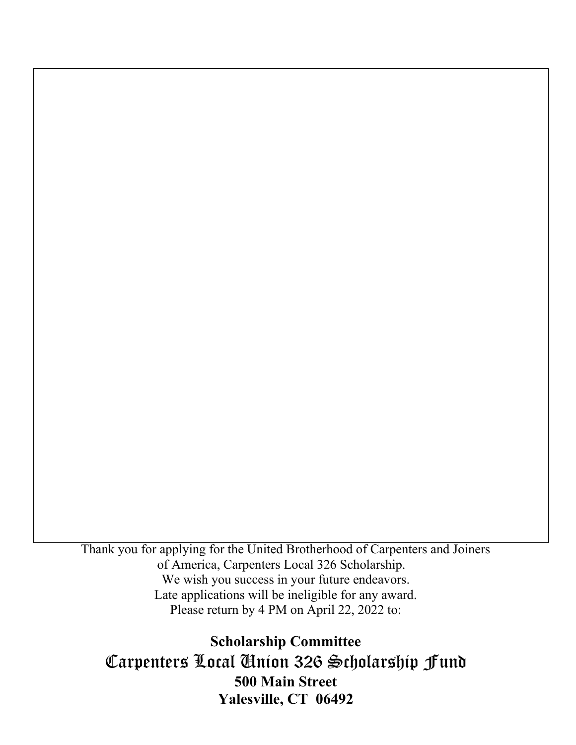Thank you for applying for the United Brotherhood of Carpenters and Joiners of America, Carpenters Local 326 Scholarship.
We wish you success in your future endeavors.
Late applications will be ineligible for any award.
Please return by 4 PM on April 22, 2022 to:

**Scholarship Committee**
Carpenters Local Union 326 Scholarship Fund
**500 Main Street**
**Yalesville, CT 06492**